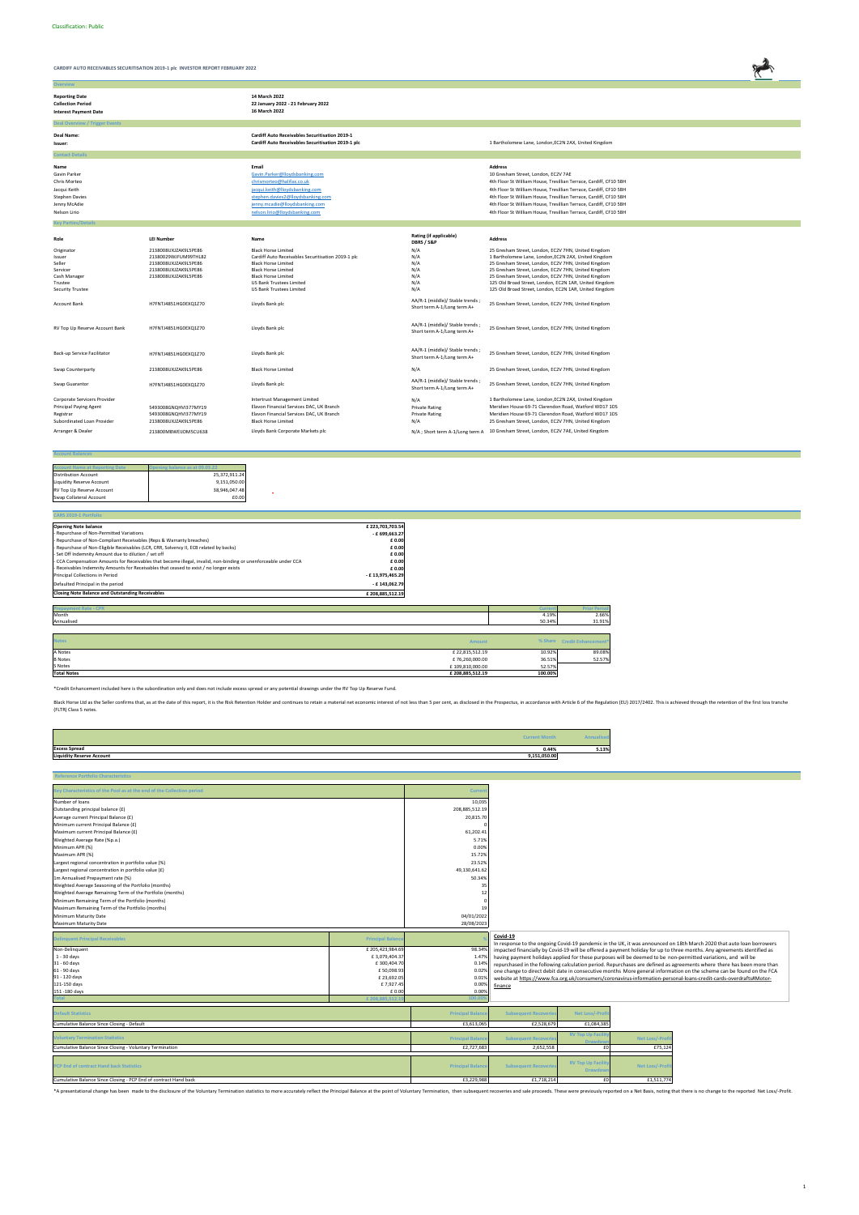Classification: Public

**CARDIFF AUTO RECEIVABLES SECURITISATION 2019-1 plc INVESTOR REPORT FEBRUARY 2022**

## Overview

| | |
|---|---|
| **Reporting Date** | **14 March 2022** |
| **Collection Period** | **22 January 2022 - 21 February 2022** |
| **Interest Payment Date** | **16 March 2022** |

## Deal Overview / Trigger Events

| | | |
|---|---|---|
| **Deal Name:** | **Cardiff Auto Receivables Securitisation 2019-1** | |
| **Issuer:** | **Cardiff Auto Receivables Securitisation 2019-1 plc** | 1 Bartholomew Lane, London,EC2N 2AX, United Kingdom |

## Contact Details

| Name | Email | Address |
|---|---|---|
| Gavin Parker | Gavin.Parker@lloydsbanking.com | 10 Gresham Street, London, EC2V 7AE |
| Chris Morteo | chrismorteo@halifax.co.uk | 4th Floor St William House, Tresillian Terrace, Cardiff, CF10 5BH |
| Jacqui Keith | jacqui.keith@lloydsbanking.com | 4th Floor St William House, Tresillian Terrace, Cardiff, CF10 5BH |
| Stephen Davies | stephen.davies2@lloydsbanking.com | 4th Floor St William House, Tresillian Terrace, Cardiff, CF10 5BH |
| Jenny McAdie | jenny.mcadie@lloydsbanking.com | 4th Floor St William House, Tresillian Terrace, Cardiff, CF10 5BH |
| Nelson Lirio | nelson.lirio@lloydsbanking.com | 4th Floor St William House, Tresillian Terrace, Cardiff, CF10 5BH |

## Key Parties/Details

| Role | LEI Number | Name | Rating (if applicable) DBRS / S&P | Address |
|---|---|---|---|---|
| Originator | 2138008UXJZAK9L5PE86 | Black Horse Limited | N/A | 25 Gresham Street, London, EC2V 7HN, United Kingdom |
| Issuer | 213800Z9NJFUM99THL82 | Cardiff Auto Receivables Securitisation 2019-1 plc | N/A | 1 Bartholomew Lane, London,EC2N 2AX, United Kingdom |
| Seller | 2138008UXJZAK9L5PE86 | Black Horse Limited | N/A | 25 Gresham Street, London, EC2V 7HN, United Kingdom |
| Servicer | 2138008UXJZAK9L5PE86 | Black Horse Limited | N/A | 25 Gresham Street, London, EC2V 7HN, United Kingdom |
| Cash Manager | 2138008UXJZAK9L5PE86 | Black Horse Limited | N/A | 25 Gresham Street, London, EC2V 7HN, United Kingdom |
| Trustee | | US Bank Trustees Limited | N/A | 125 Old Broad Street, London, EC2N 1AR, United Kingdom |
| Security Trustee | | US Bank Trustees Limited | N/A | 125 Old Broad Street, London, EC2N 1AR, United Kingdom |
| Account Bank | H7FNTJ4851HG0EXQ1Z70 | Lloyds Bank plc | AA/R-1 (middle)/ Stable trends ; Short term A-1/Long term A+ | 25 Gresham Street, London, EC2V 7HN, United Kingdom |
| RV Top Up Reserve Account Bank | H7FNTJ4851HG0EXQ1Z70 | Lloyds Bank plc | AA/R-1 (middle)/ Stable trends ; Short term A-1/Long term A+ | 25 Gresham Street, London, EC2V 7HN, United Kingdom |
| Back-up Service Facilitator | H7FNTJ4851HG0EXQ1Z70 | Lloyds Bank plc | AA/R-1 (middle)/ Stable trends ; Short term A-1/Long term A+ | 25 Gresham Street, London, EC2V 7HN, United Kingdom |
| Swap Counterparty | 2138008UXJZAK9L5PE86 | Black Horse Limited | N/A | 25 Gresham Street, London, EC2V 7HN, United Kingdom |
| Swap Guarantor | H7FNTJ4851HG0EXQ1Z70 | Lloyds Bank plc | AA/R-1 (middle)/ Stable trends ; Short term A-1/Long term A+ | 25 Gresham Street, London, EC2V 7HN, United Kingdom |
| Corporate Servicers Provider | | Intertrust Management Limited | N/A | 1 Bartholomew Lane, London,EC2N 2AX, United Kingdom |
| Principal Paying Agent | 549300BGNQHVI77MY19 | Elavon Financial Services DAC, UK Branch | Private Rating | Meridien House 69-71 Clarendon Road, Watford WD17 1DS |
| Registrar | 549300BGNQHVI77MY19 | Elavon Financial Services DAC, UK Branch | Private Rating | Meridien House 69-71 Clarendon Road, Watford WD17 1DS |
| Subordinated Loan Provider | 2138008UXJZAK9L5PE86 | Black Horse Limited | N/A | 25 Gresham Street, London, EC2V 7HN, United Kingdom |
| Arranger & Dealer | 213800MBWEIJDM5CU638 | Lloyds Bank Corporate Markets plc | N/A ; Short term A-1/Long term A | 10 Gresham Street, London, EC2V 7AE, United Kingdom |

## Account Balances

| Account Name at Reporting Date | Opening balance as at 09.03.22 |
|---|---|
| Distribution Account | 25,372,911.24 |
| Liquidity Reserve Account | 9,151,050.00 |
| RV Top Up Reserve Account | 38,946,047.48 |
| Swap Collateral Account | £0.00 |

## CARS 2019-1 Portfolio

| | |
|---|---|
| **Opening Note balance** | **£ 223,703,703.54** |
| - Repurchase of Non-Permitted Variations | **- £ 699,663.27** |
| - Repurchase of Non-Compliant Receivables (Reps & Warranty breaches) | **£ 0.00** |
| - Repurchase of Non-Eligible Receivables (LCR, CRR, Solvency II, ECB related by backs) | **£ 0.00** |
| - Set Off Indemnity Amount due to dilution / set off | **£ 0.00** |
| - CCA Compensation Amounts for Receivables that become illegal, invalid, non-binding or unenforceable under CCA | **£ 0.00** |
| - Receivables Indemnity Amounts for Receivables that ceased to exist / no longer exists | **£ 0.00** |
| Principal Collections in Period | **- £ 13,975,465.29** |
| Defaulted Principal in the period | **- £ 143,062.79** |
| **Closing Note Balance and Outstanding Receivables** | **£ 208,885,512.19** |

| Prepayment Rate - CPR | Current | Prior Period |
|---|---|---|
| Month | 4.19% | 2.66% |
| Annualised | 50.34% | 31.91% |

| Notes | Amount | % Share | Credit Enhancement* |
|---|---|---|---|
| A Notes | £ 22,815,512.19 | 10.92% | 89.08% |
| B Notes | £ 76,260,000.00 | 36.51% | 52.57% |
| S Notes | £ 109,810,000.00 | 52.57% | |
| **Total Notes** | **£ 208,885,512.19** | **100.00%** | |

*Credit Enhancement included here is the subordination only and does not include excess spread or any potential drawings under the RV Top Up Reserve Fund.

Black Horse Ltd as the Seller confirms that, as at the date of this report, it is the Risk Retention Holder and continues to retain a material net economic interest of not less than 5 per cent, as disclosed in the Prospectus, in accordance with Article 6 of the Regulation (EU) 2017/2402. This is achieved through the retention of the first loss tranche (FLTR) Class S notes.

| | Current Month | Annualised |
|---|---|---|
| **Excess Spread** | **0.44%** | **5.13%** |
| **Liquidity Reserve Account** | **9,151,050.00** | |

## Reference Portfolio Characteristics

| Key Characteristics of the Pool as at the end of the Collection period | Current |
|---|---|
| Number of loans | 10,035 |
| Outstanding principal balance (£) | 208,885,512.19 |
| Average current Principal Balance (£) | 20,815.70 |
| Minimum current Principal Balance (£) | 0 |
| Maximum current Principal Balance (£) | 61,202.41 |
| Weighted Average Rate (%p.a.) | 5.71% |
| Minimum APR (%) | 0.00% |
| Maximum APR (%) | 15.72% |
| Largest regional concentration in portfolio value (%) | 23.52% |
| Largest regional concentration in portfolio value (£) | 49,130,641.62 |
| 1m Annualised Prepayment rate (%) | 50.34% |
| Weighted Average Seasoning of the Portfolio (months) | 35 |
| Weighted Average Remaining Term of the Portfolio (months) | 12 |
| Minimum Remaining Term of the Portfolio (months) | 0 |
| Maximum Remaining Term of the Portfolio (months) | 19 |
| Minimum Maturity Date | 04/01/2022 |
| Maximum Maturity Date | 28/08/2023 |

| Delinquent Principal Receivables | Principal Balance | % |
|---|---|---|
| Non-Delinquent | £ 205,423,984.69 | 98.34% |
| 1 - 30 days | £ 3,079,404.37 | 1.47% |
| 31 - 60 days | £ 300,404.70 | 0.14% |
| 61 - 90 days | £ 50,098.93 | 0.02% |
| 91 - 120 days | £ 23,692.05 | 0.01% |
| 121-150 days | £ 7,927.45 | 0.00% |
| 151 -180 days | £ 0.00 | 0.00% |
| Total | £ 208,885,512.19 | 100.00% |

**Covid-19**

In response to the ongoing Covid-19 pandemic in the UK, it was announced on 18th March 2020 that auto loan borrowers impacted financially by Covid-19 will be offered a payment holiday for up to three months. Any agreements identified as having payment holidays applied for these purposes will be deemed to be non-permitted variations, and will be repurchased in the following calculation period. Repurchases are defined as agreements where there has been more than one change to direct debit date in consecutive months. More general information on the scheme can be found on the FCA website at https://www.fca.org.uk/consumers/coronavirus-information-personal-loans-credit-cards-overdrafts#Motor-finance

| Default Statistics | Principal Balance | Subsequent Recoveries | Net Loss/-Profit |
|---|---|---|---|
| Cumulative Balance Since Closing - Default | £3,613,065 | £2,528,679 | £1,084,385 |

| Voluntary Termination Statistics | Principal Balance | Subsequent Recoveries | RV Top Up Facility Drawdown | Net Loss/-Profit |
|---|---|---|---|---|
| Cumulative Balance Since Closing - Voluntary Termination | £2,727,683 | 2,652,558 | £0 | £75,124 |

| PCP End of contract Hand back Statistics | Principal Balance | Subsequent Recoveries | RV Top Up Facility Drawdown | Net Loss/-Profit |
|---|---|---|---|---|
| Cumulative Balance Since Closing - PCP End of contract Hand back | £3,229,988 | £1,718,214 | £0 | £1,511,774 |

*A presentational change has been made to the disclosure of the Voluntary Termination statistics to more accurately reflect the Principal Balance at the point of Voluntary Termination, then subsequent recoveries and sale proceeds. These were previously reported on a Net Basis, noting that there is no change to the reported Net Loss/-Profit.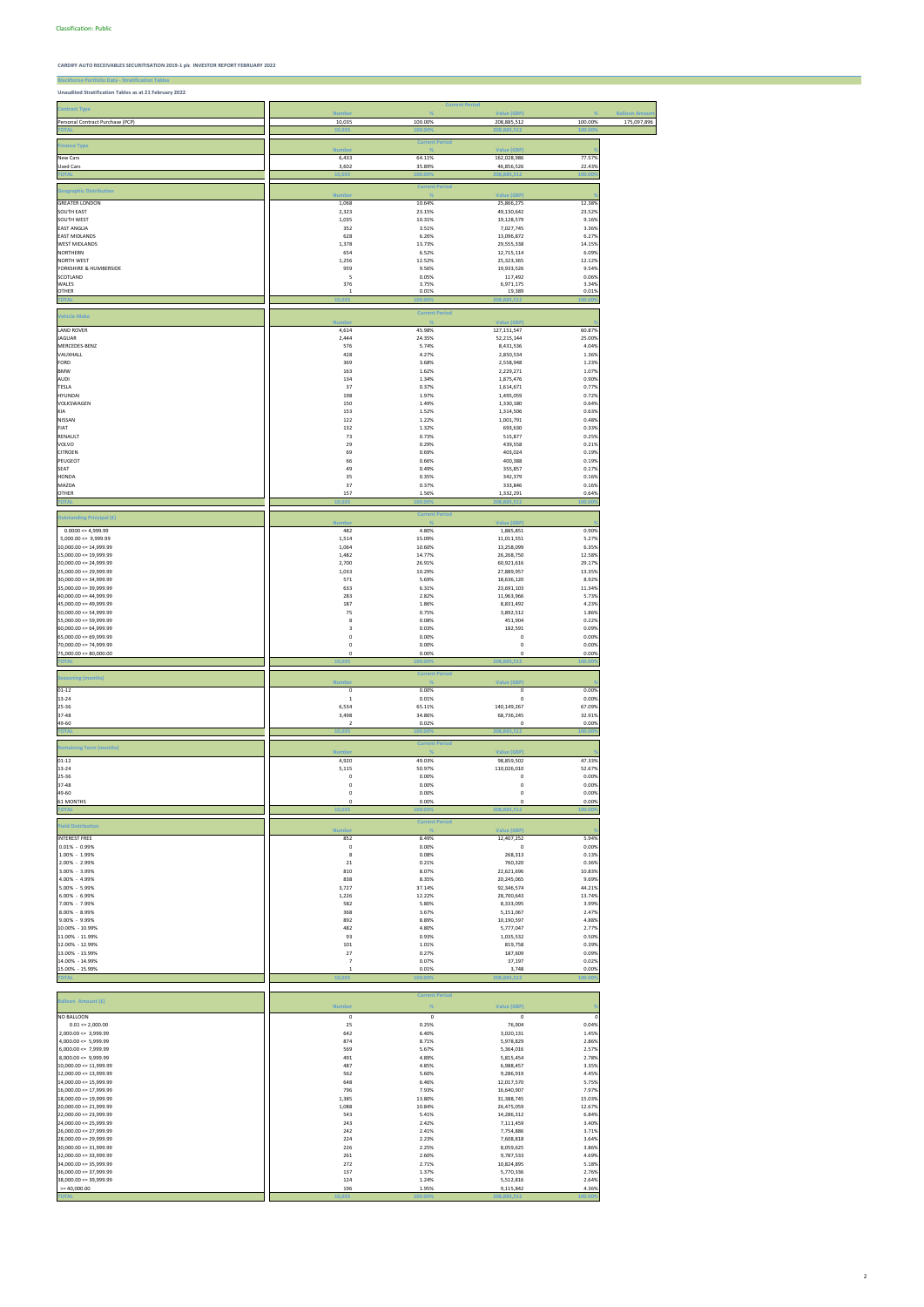Classification: Public

**CARDIFF AUTO RECEIVABLES SECURITISATION 2019-1 plc INVESTOR REPORT FEBRUARY 2022**

**Blackhorse Portfolio Data - Stratification Tables**

**Unaudited Stratification Tables as at 21 February 2022**

| Contract Type | Current Period | | | | |
|---|---|---|---|---|---|
| | Number | % | Value (GBP) | % | Balloon Amount |
| Personal Contract Purchase (PCP) | 10,035 | 100.00% | 208,885,512 | 100.00% | 175,097,896 |
| TOTAL | 10,035 | 100.00% | 208,885,512 | 100.00% | |

| Finance Type | Current Period | | | |
|---|---|---|---|---|
| | Number | % | Value (GBP) | % |
| New Cars | 6,433 | 64.11% | 162,028,986 | 77.57% |
| Used Cars | 3,602 | 35.89% | 46,856,526 | 22.43% |
| TOTAL | 10,035 | 100.00% | 208,885,512 | 100.00% |

| Geographic Distribution | Current Period | | | |
|---|---|---|---|---|
| | Number | % | Value (GBP) | % |
| GREATER LONDON | 1,068 | 10.64% | 25,866,275 | 12.38% |
| SOUTH EAST | 2,323 | 23.15% | 49,130,642 | 23.52% |
| SOUTH WEST | 1,035 | 10.31% | 19,128,579 | 9.16% |
| EAST ANGLIA | 352 | 3.51% | 7,027,745 | 3.36% |
| EAST MIDLANDS | 628 | 6.26% | 13,096,872 | 6.27% |
| WEST MIDLANDS | 1,378 | 13.73% | 29,555,338 | 14.15% |
| NORTHERN | 654 | 6.52% | 12,715,114 | 6.09% |
| NORTH WEST | 1,256 | 12.52% | 25,323,365 | 12.12% |
| YORKSHIRE & HUMBERSIDE | 959 | 9.56% | 19,933,526 | 9.54% |
| SCOTLAND | 5 | 0.05% | 117,492 | 0.06% |
| WALES | 376 | 3.75% | 6,971,175 | 3.34% |
| OTHER | 1 | 0.01% | 19,389 | 0.01% |
| TOTAL | 10,035 | 100.00% | 208,885,512 | 100.00% |

| Vehicle Make | Current Period | | | |
|---|---|---|---|---|
| | Number | % | Value (GBP) | % |
| LAND ROVER | 4,614 | 45.98% | 127,151,547 | 60.87% |
| JAGUAR | 2,444 | 24.35% | 52,215,144 | 25.00% |
| MERCEDES-BENZ | 576 | 5.74% | 8,431,536 | 4.04% |
| VAUXHALL | 428 | 4.27% | 2,850,534 | 1.36% |
| FORD | 369 | 3.68% | 2,558,948 | 1.23% |
| BMW | 163 | 1.62% | 2,229,271 | 1.07% |
| AUDI | 134 | 1.34% | 1,875,476 | 0.90% |
| TESLA | 37 | 0.37% | 1,614,671 | 0.77% |
| HYUNDAI | 198 | 1.97% | 1,495,059 | 0.72% |
| VOLKSWAGEN | 150 | 1.49% | 1,330,180 | 0.64% |
| KIA | 153 | 1.52% | 1,314,506 | 0.63% |
| NISSAN | 122 | 1.22% | 1,001,791 | 0.48% |
| FIAT | 132 | 1.32% | 693,630 | 0.33% |
| RENAULT | 73 | 0.73% | 515,877 | 0.25% |
| VOLVO | 29 | 0.29% | 439,558 | 0.21% |
| CITROEN | 69 | 0.69% | 403,024 | 0.19% |
| PEUGEOT | 66 | 0.66% | 400,388 | 0.19% |
| SEAT | 49 | 0.49% | 355,857 | 0.17% |
| HONDA | 35 | 0.35% | 342,379 | 0.16% |
| MAZDA | 37 | 0.37% | 333,846 | 0.16% |
| OTHER | 157 | 1.56% | 1,332,291 | 0.64% |
| TOTAL | 10,035 | 100.00% | 208,885,512 | 100.00% |

| Outstanding Principal (£) | Current Period | | | |
|---|---|---|---|---|
| | Number | % | Value (GBP) | % |
| 0.0000 <= 4,999.99 | 482 | 4.80% | 1,885,851 | 0.90% |
| 5,000.00 <= 9,999.99 | 1,514 | 15.09% | 11,011,551 | 5.27% |
| 10,000.00 <= 14,999.99 | 1,064 | 10.60% | 13,258,099 | 6.35% |
| 15,000.00 <= 19,999.99 | 1,482 | 14.77% | 26,268,750 | 12.58% |
| 20,000.00 <= 24,999.99 | 2,700 | 26.91% | 60,921,616 | 29.17% |
| 25,000.00 <= 29,999.99 | 1,033 | 10.29% | 27,889,957 | 13.35% |
| 30,000.00 <= 34,999.99 | 571 | 5.69% | 18,636,120 | 8.92% |
| 35,000.00 <= 39,999.99 | 633 | 6.31% | 23,691,103 | 11.34% |
| 40,000.00 <= 44,999.99 | 283 | 2.82% | 11,963,966 | 5.73% |
| 45,000.00 <= 49,999.99 | 187 | 1.86% | 8,831,492 | 4.23% |
| 50,000.00 <= 54,999.99 | 75 | 0.75% | 3,892,512 | 1.86% |
| 55,000.00 <= 59,999.99 | 8 | 0.08% | 451,904 | 0.22% |
| 60,000.00 <= 64,999.99 | 3 | 0.03% | 182,591 | 0.09% |
| 65,000.00 <= 69,999.99 | 0 | 0.00% | 0 | 0.00% |
| 70,000.00 <= 74,999.99 | 0 | 0.00% | 0 | 0.00% |
| 75,000.00 <= 80,000.00 | 0 | 0.00% | 0 | 0.00% |
| TOTAL | 10,035 | 100.00% | 208,885,512 | 100.00% |

| Seasoning (months) | Current Period | | | |
|---|---|---|---|---|
| | Number | % | Value (GBP) | % |
| 01-12 | 0 | 0.00% | 0 | 0.00% |
| 13-24 | 1 | 0.01% | 0 | 0.00% |
| 25-36 | 6,534 | 65.11% | 140,149,267 | 67.09% |
| 37-48 | 3,498 | 34.86% | 68,736,245 | 32.91% |
| 49-60 | 2 | 0.02% | 0 | 0.00% |
| TOTAL | 10,035 | 100.00% | 208,885,512 | 100.00% |

| Remaining Term (months) | Current Period | | | |
|---|---|---|---|---|
| | Number | % | Value (GBP) | % |
| 01-12 | 4,920 | 49.03% | 98,859,502 | 47.33% |
| 13-24 | 5,115 | 50.97% | 110,026,010 | 52.67% |
| 25-36 | 0 | 0.00% | 0 | 0.00% |
| 37-48 | 0 | 0.00% | 0 | 0.00% |
| 49-60 | 0 | 0.00% | 0 | 0.00% |
| 61 MONTHS | 0 | 0.00% | 0 | 0.00% |
| TOTAL | 10,035 | 100.00% | 208,885,512 | 100.00% |

| Yield Distribution | Current Period | | | |
|---|---|---|---|---|
| | Number | % | Value (GBP) | % |
| INTEREST FREE | 852 | 8.49% | 12,407,252 | 5.94% |
| 0.01% - 0.99% | 0 | 0.00% | 0 | 0.00% |
| 1.00% - 1.99% | 8 | 0.08% | 268,313 | 0.13% |
| 2.00% - 2.99% | 21 | 0.21% | 760,320 | 0.36% |
| 3.00% - 3.99% | 810 | 8.07% | 22,621,696 | 10.83% |
| 4.00% - 4.99% | 838 | 8.35% | 20,245,065 | 9.69% |
| 5.00% - 5.99% | 3,727 | 37.14% | 92,346,574 | 44.21% |
| 6.00% - 6.99% | 1,226 | 12.22% | 28,700,643 | 13.74% |
| 7.00% - 7.99% | 582 | 5.80% | 8,333,095 | 3.99% |
| 8.00% - 8.99% | 368 | 3.67% | 5,151,067 | 2.47% |
| 9.00% - 9.99% | 892 | 8.89% | 10,190,597 | 4.88% |
| 10.00% - 10.99% | 482 | 4.80% | 5,777,047 | 2.77% |
| 11.00% - 11.99% | 93 | 0.93% | 1,035,532 | 0.50% |
| 12.00% - 12.99% | 101 | 1.01% | 819,758 | 0.39% |
| 13.00% - 13.99% | 27 | 0.27% | 187,609 | 0.09% |
| 14.00% - 14.99% | 7 | 0.07% | 37,197 | 0.02% |
| 15.00% - 15.99% | 1 | 0.01% | 3,748 | 0.00% |
| TOTAL | 10,035 | 100.00% | 208,885,512 | 100.00% |

| Balloon Amount (£) | Current Period | | | |
|---|---|---|---|---|
| | Number | % | Value (GBP) | % |
| NO BALLOON | 0 | 0 | 0 | 0 |
| 0.01 <= 2,000.00 | 25 | 0.25% | 76,904 | 0.04% |
| 2,000.00 <= 3,999.99 | 642 | 6.40% | 3,020,131 | 1.45% |
| 4,000.00 <= 5,999.99 | 874 | 8.71% | 5,978,829 | 2.86% |
| 6,000.00 <= 7,999.99 | 569 | 5.67% | 5,364,016 | 2.57% |
| 8,000.00 <= 9,999.99 | 491 | 4.89% | 5,815,454 | 2.78% |
| 10,000.00 <= 11,999.99 | 487 | 4.85% | 6,988,457 | 3.35% |
| 12,000.00 <= 13,999.99 | 562 | 5.60% | 9,286,919 | 4.45% |
| 14,000.00 <= 15,999.99 | 648 | 6.46% | 12,017,570 | 5.75% |
| 16,000.00 <= 17,999.99 | 796 | 7.93% | 16,640,907 | 7.97% |
| 18,000.00 <= 19,999.99 | 1,385 | 13.80% | 31,388,745 | 15.03% |
| 20,000.00 <= 21,999.99 | 1,088 | 10.84% | 26,475,059 | 12.67% |
| 22,000.00 <= 23,999.99 | 543 | 5.41% | 14,286,312 | 6.84% |
| 24,000.00 <= 25,999.99 | 243 | 2.42% | 7,111,459 | 3.40% |
| 26,000.00 <= 27,999.99 | 242 | 2.41% | 7,754,886 | 3.71% |
| 28,000.00 <= 29,999.99 | 224 | 2.23% | 7,608,818 | 3.64% |
| 30,000.00 <= 31,999.99 | 226 | 2.25% | 8,059,625 | 3.86% |
| 32,000.00 <= 33,999.99 | 261 | 2.60% | 9,787,533 | 4.69% |
| 34,000.00 <= 35,999.99 | 272 | 2.71% | 10,824,895 | 5.18% |
| 36,000.00 <= 37,999.99 | 137 | 1.37% | 5,770,336 | 2.76% |
| 38,000.00 <= 39,999.99 | 124 | 1.24% | 5,512,816 | 2.64% |
| >= 40,000.00 | 196 | 1.95% | 9,115,842 | 4.36% |
| TOTAL | 10,035 | 100.00% | 208,885,512 | 100.00% |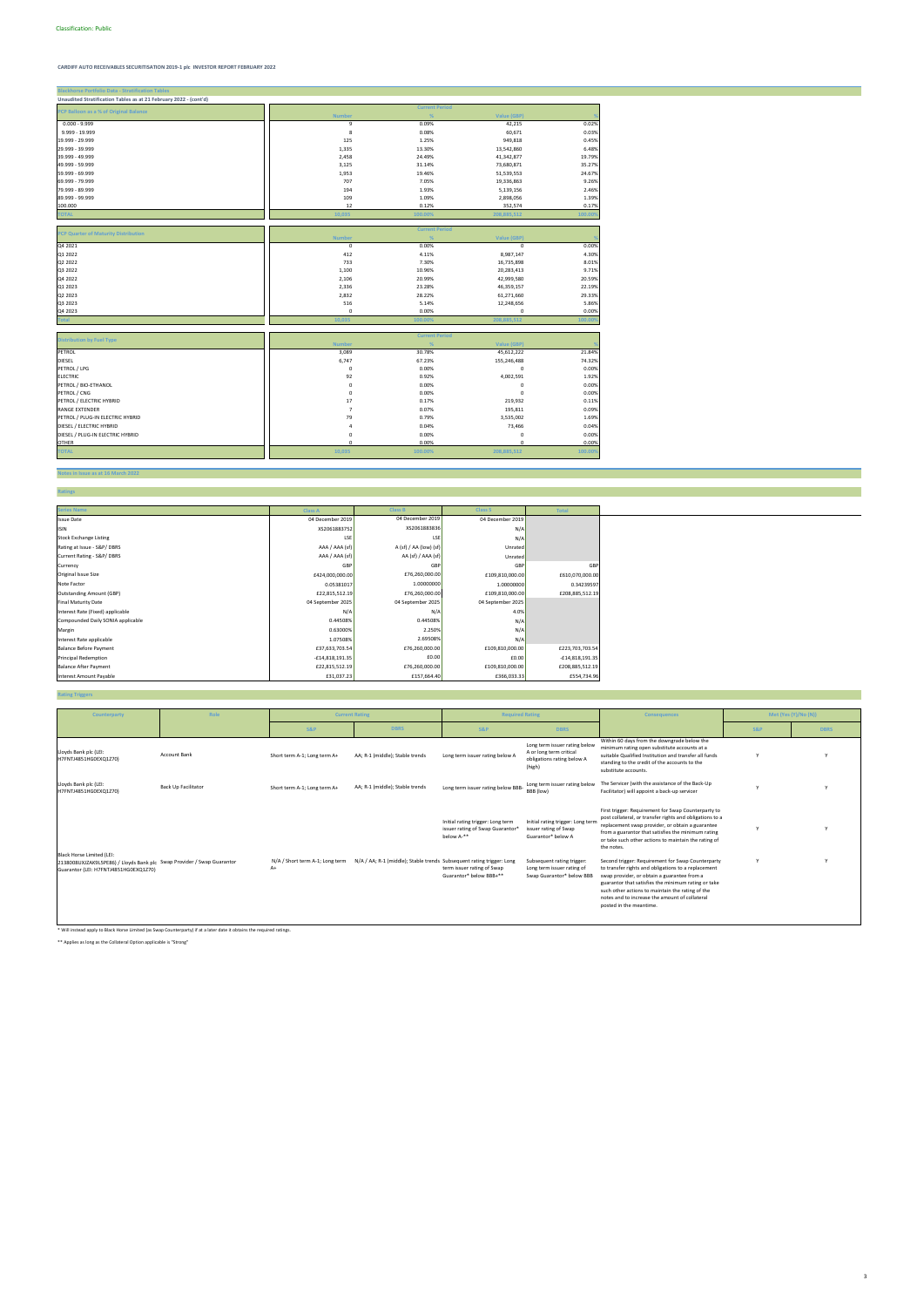Classification: Public

**CARDIFF AUTO RECEIVABLES SECURITISATION 2019-1 plc INVESTOR REPORT FEBRUARY 2022**

## Blackhorse Portfolio Data - Stratification Tables

**Unaudited Stratification Tables as at 21 February 2022 - (cont'd)**

| PCP Balloon as a % of Original Balance | Current Period | | | |
|---|---|---|---|---|
| | Number | % | Value (GBP) | % |
| 0.000 - 9.999 | 9 | 0.09% | 42,215 | 0.02% |
| 9.999 - 19.999 | 8 | 0.08% | 60,671 | 0.03% |
| 19.999 - 29.999 | 125 | 1.25% | 949,818 | 0.45% |
| 29.999 - 39.999 | 1,335 | 13.30% | 13,542,860 | 6.48% |
| 39.999 - 49.999 | 2,458 | 24.49% | 41,342,877 | 19.79% |
| 49.999 - 59.999 | 3,125 | 31.14% | 73,680,871 | 35.27% |
| 59.999 - 69.999 | 1,953 | 19.46% | 51,539,553 | 24.67% |
| 69.999 - 79.999 | 707 | 7.05% | 19,336,863 | 9.26% |
| 79.999 - 89.999 | 194 | 1.93% | 5,139,156 | 2.46% |
| 89.999 - 99.999 | 109 | 1.09% | 2,898,056 | 1.39% |
| 100.000 | 12 | 0.12% | 352,574 | 0.17% |
| TOTAL | 10,035 | 100.00% | 208,885,512 | 100.00% |

| PCP Quarter of Maturity Distribution | Current Period | | | |
|---|---|---|---|---|
| | Number | % | Value (GBP) | % |
| Q4 2021 | 0 | 0.00% | 0 | 0.00% |
| Q1 2022 | 412 | 4.11% | 8,987,147 | 4.30% |
| Q2 2022 | 733 | 7.30% | 16,735,898 | 8.01% |
| Q3 2022 | 1,100 | 10.96% | 20,283,413 | 9.71% |
| Q4 2022 | 2,106 | 20.99% | 42,999,580 | 20.59% |
| Q1 2023 | 2,336 | 23.28% | 46,359,157 | 22.19% |
| Q2 2023 | 2,832 | 28.22% | 61,271,660 | 29.33% |
| Q3 2023 | 516 | 5.14% | 12,248,656 | 5.86% |
| Q4 2023 | 0 | 0.00% | 0 | 0.00% |
| Total | 10,035 | 100.00% | 208,885,512 | 100.00% |

| Distribution by Fuel Type | Current Period | | | |
|---|---|---|---|---|
| | Number | % | Value (GBP) | % |
| PETROL | 3,089 | 30.78% | 45,612,222 | 21.84% |
| DIESEL | 6,747 | 67.23% | 155,246,488 | 74.32% |
| PETROL / LPG | 0 | 0.00% | 0 | 0.00% |
| ELECTRIC | 92 | 0.92% | 4,002,591 | 1.92% |
| PETROL / BIO-ETHANOL | 0 | 0.00% | 0 | 0.00% |
| PETROL / CNG | 0 | 0.00% | 0 | 0.00% |
| PETROL / ELECTRIC HYBRID | 17 | 0.17% | 219,932 | 0.11% |
| RANGE EXTENDER | 7 | 0.07% | 195,811 | 0.09% |
| PETROL / PLUG-IN ELECTRIC HYBRID | 79 | 0.79% | 3,535,002 | 1.69% |
| DIESEL / ELECTRIC HYBRID | 4 | 0.04% | 73,466 | 0.04% |
| DIESEL / PLUG-IN ELECTRIC HYBRID | 0 | 0.00% | 0 | 0.00% |
| OTHER | 0 | 0.00% | 0 | 0.00% |
| TOTAL | 10,035 | 100.00% | 208,885,512 | 100.00% |

## Notes in Issue as at 10 March 2022

### Ratings

| Series Name | Class A | Class B | Class S | Total |
|---|---|---|---|---|
| Issue Date | 04 December 2019 | 04 December 2019 | 04 December 2019 | |
| ISIN | XS2061883752 | XS2061883836 | N/A | |
| Stock Exchange Listing | LSE | LSE | N/A | |
| Rating at Issue - S&P/ DBRS | AAA / AAA (sf) | A (sf) / AA (low) (sf) | Unrated | |
| Current Rating - S&P/ DBRS | AAA / AAA (sf) | AA (sf) / AAA (sf) | Unrated | |
| Currency | GBP | GBP | GBP | GBP |
| Original Issue Size | £424,000,000.00 | £76,260,000.00 | £109,810,000.00 | £610,070,000.00 |
| Note Factor | 0.05381017 | 1.00000000 | 1.00000000 | 0.34239597 |
| Outstanding Amount (GBP) | £22,815,512.19 | £76,260,000.00 | £109,810,000.00 | £208,885,512.19 |
| Final Maturity Date | 04 September 2025 | 04 September 2025 | 04 September 2025 | |
| Interest Rate (Fixed) applicable | N/A | N/A | 4.0% | |
| Compounded Daily SONIA applicable | 0.44508% | 0.44508% | N/A | |
| Margin | 0.63000% | 2.250% | N/A | |
| Interest Rate applicable | 1.07508% | 2.69508% | N/A | |
| Balance Before Payment | £37,633,703.54 | £76,260,000.00 | £109,810,000.00 | £223,703,703.54 |
| Principal Redemption | -£14,818,191.35 | £0.00 | £0.00 | -£14,818,191.35 |
| Balance After Payment | £22,815,512.19 | £76,260,000.00 | £109,810,000.00 | £208,885,512.19 |
| Interest Amount Payable | £31,037.23 | £157,664.40 | £366,033.33 | £554,734.96 |

### Rating Triggers

| Counterparty | Role | Current Rating | | Required Rating | | Consequences | Met (Yes (Y)/No (N)) | |
|---|---|---|---|---|---|---|---|---|
| | | S&P | DBRS | S&P | DBRS | | S&P | DBRS |
| Lloyds Bank plc (LEI: H7FNTJ4851HG0EXQ1Z70) | Account Bank | Short term A-1; Long term A+ | AA; R-1 (middle); Stable trends | Long term issuer rating below A | Long term issuer rating below A or long term critical obligations rating below A (high) | Within 60 days from the downgrade below the minimum rating open substitute accounts at a suitable Qualified Institution and transfer all funds standing to the credit of the accounts to the substitute accounts. | Y | Y |
| Lloyds Bank plc (LEI: H7FNTJ4851HG0EXQ1Z70) | Back Up Facilitator | Short term A-1; Long term A+ | AA; R-1 (middle); Stable trends | Long term issuer rating below BBB- | Long term issuer rating below BBB (low) | The Servicer (with the assistance of the Back-Up Facilitator) will appoint a back-up servicer | Y | Y |
| Black Horse Limited (LEI: 2138008UXJZAK9L5PE86) / Lloyds Bank plc Guarantor (LEI: H7FNTJ4851HG0EXQ1Z70) | Swap Provider / Swap Guarantor | N/A / Short term A-1; Long term A+ | N/A / AA; R-1 (middle); Stable trends | Initial rating trigger: Long term issuer rating of Swap Guarantor* below A-** | Initial rating trigger: Long term issuer rating of Swap Guarantor* below A | First trigger: Requirement for Swap Counterparty to post collateral, or transfer rights and obligations to a replacement swap provider, or obtain a guarantee from a guarantor that satisfies the minimum rating or take such other actions to maintain the rating of the notes. | Y | Y |
| | | | | Subsequent rating trigger: Long term issuer rating of Swap Guarantor* below BBB+** | Subsequent rating trigger: Long term issuer rating of Swap Guarantor* below BBB | Second trigger: Requirement for Swap Counterparty to transfer rights and obligations to a replacement swap provider, or obtain a guarantee from a guarantor that satisfies the minimum rating or take such other actions to maintain the rating of the notes and to increase the amount of collateral posted in the meantime. | Y | Y |

\* Will instead apply to Black Horse Limited (as Swap Counterparty) if at a later date it obtains the required ratings.

\*\* Applies as long as the Collateral Option applicable is "Strong"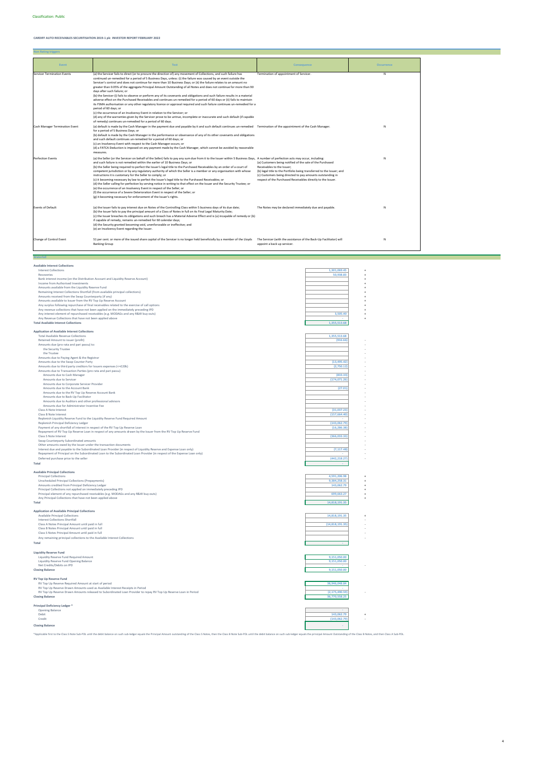Classification: Public

**CARDIFF AUTO RECEIVABLES SECURITISATION 2019-1 plc INVESTOR REPORT FEBRUARY 2022**

## Non Rating triggers

| Event | Test | Consequence | Occurrence |
|---|---|---|---|
| Servicer Termination Events | (a) the Servicer fails to direct (or to procure the direction of) any movement of Collections, and such failure has continued un-remedied for a period of 5 Business Days, unless: (i) the failure was caused by an event outside the Servicer's control and does not continue for more than 10 Business Days; or (ii) the failure relates to an amount no greater than 0.05% of the aggregate Principal Amount Outstanding of all Notes and does not continue for more than 90 days after such failure; or<br>(b) the Servicer (i) fails to observe or perform any of its covenants and obligations and such failure results in a material adverse effect on the Purchased Receivables and continues un-remedied for a period of 60 days or (ii) fails to maintain its FSMA authorisation or any other regulatory licence or approval required and such failure continues un-remedied for a period of 60 days; or<br>(c) the occurrence of an Insolvency Event in relation to the Servicer; or<br>(d) any of the warranties given by the Servicer prove to be untrue, incomplete or inaccurate and such default (if capable of remedy) continues un-remedied for a period of 60 days. | Termination of appointment of Servicer. | N |
| Cash Manager Termination Event | (a) default is made by the Cash Manager in the payment due and payable by it and such default continues un-remedied for a period of 5 Business Days; or<br>(b) default is made by the Cash Manager in the performance or observance of any of its other covenants and obligations and such default continues un-remedied for a period of 60 days; or<br>(c) an Insolvency Event with respect to the Cash Manager occurs; or<br>(d) a FATCA Deduction is imposed on any payment made by the Cash Manager, which cannot be avoided by reasonable measures. | Termination of the appointment of the Cash Manager. | N |
| Perfection Events | (a) the Seller (or the Servicer on behalf of the Seller) fails to pay any sum due from it to the Issuer within 5 Business Days, and such failure is not remedied within the earlier of 10 Business Days; or<br>(b) the Seller being required to perfect the Issuer's legal title to the Purchased Receivables by an order of a court of competent jurisdiction or by any regulatory authority of which the Seller is a member or any organisation with whose instructions it is customary for the Seller to comply; or<br>(c) it becoming necessary by law to perfect the Issuer's legal title to the Purchased Receivables; or<br>(d) the Seller calling for perfection by serving notice in writing to that effect on the Issuer and the Security Trustee; or<br>(e) the occurrence of an Insolvency Event in respect of the Seller; or<br>(f) the occurrence of a Severe Deterioration Event in respect of the Seller; or<br>(g) it becoming necessary for enforcement of the Issuer's rights. | A number of perfection acts may occur, including:<br>(a) Customers being notified of the sale of the Purchased Receivables to the Issuer;<br>(b) legal title to the Portfolio being transferred to the Issuer; and<br>(c) Customers being directed to pay amounts outstanding in respect of the Purchased Receivables directly to the Issuer. | N |
| Events of Default | (a) the Issuer fails to pay interest due on Notes of the Controlling Class within 5 business days of its due date;<br>(b) the Issuer fails to pay the principal amount of a Class of Notes in full on its Final Legal Maturity Date;<br>(c) the Issuer breaches its obligations and such breach has a Material Adverse Effect and is (a) incapable of remedy or (b) if capable of remedy, remains un-remedied for 60 calendar days;<br>(d) the Security granted becoming void, unenforceable or ineffective; and<br>(e) an Insolvency Event regarding the Issuer. | The Notes may be declared immediately due and payable. | N |
| Change of Control Event | 51 per cent. or more of the issued share capital of the Servicer is no longer held beneficially by a member of the Lloyds Banking Group | The Servicer (with the assistance of the Back-Up Facilitator) will appoint a back up servicer. | N |

## Waterfall

**Available Interest Collections**

| | | |
|---|---|---|
| Interest Collections | 1,301,069.45 | + |
| Recoveries | 50,938.83 | + |
| Bank interest income (on the Distribution Account and Liquidity Reserve Account) | | + |
| Income from Authorised Investments | | + |
| Amounts available from the Liquidity Reserve Fund | | + |
| Remaining Interest Collections Shortfall (from available principal collections) | | + |
| Amounts received from the Swap Counterparty (if any) | | + |
| Amounts available to Issuer from the RV Top Up Reserve Account | | + |
| Any surplus following repurchase of final receivables related to the exercise of call options | | + |
| Any revenue collections that have not been applied on the immediately preceding IPD | | + |
| Any interest element of repurchased receivables (e.g. MODAGs and any R&W buy-outs) | 3,505.40 | + |
| Any Revenue Collections that have not been applied above | - | + |
| **Total Available Interest Collections** | 1,355,513.68 | |

**Application of Available Interest Collections**

| | | |
|---|---|---|
| Total Available Revenue Collections | 1,355,513.68 | |
| Retained Amount to Issuer (profit) | (916.66) | - |
| Amounts due (pro rata and pari passu) to: | | - |
| the Security Trustee | | - |
| the Trustee | | - |
| Amounts due to Paying Agent & the Registrar | | - |
| Amounts due to the Swap Counter Party | (13,495.42) | - |
| Amounts due to third party creditors for Issuers expenses (<=€20k) | (2,750.12) | - |
| Amounts due to Transaction Parties (pro rata and pari passu) | | - |
| Amounts due to Cash Manager | (833.33) | - |
| Amounts due to Servicer | (174,071.26) | - |
| Amounts due to Corporate Servicer Provider | | - |
| Amounts due to the Account Bank | (27.01) | - |
| Amounts due to the RV Top Up Reserve Account Bank | | - |
| Amounts due to Back-Up Facilitator | | - |
| Amounts due to Auditors and other professional advisors | | - |
| Amounts due for Administrator Incentive Fee | | - |
| Class A Note Interest | (31,037.23) | - |
| Class B Note Interest | (157,664.40) | - |
| Replenish Liquidity Reserve Fund to the Liquidity Reserve Fund Required Amount | - | - |
| Replenish Principal Deficiency Ledger | (143,062.79) | - |
| Payment of any shortfall of interest in respect of the RV Top Up Reserve Loan | (16,286.38) | - |
| Repayment of RV Top Up Reserve Loan in respect of any amounts drawn by the Issuer from the RV Top Up Reserve Fund | | - |
| Class S Note Interest | (366,033.33) | - |
| Swap Counterparty Subordinated amounts | | - |
| Other amounts owed by the Issuer under the transaction documents | | - |
| Interest due and payable to the Subordinated Loan Provider (in respect of Liquidity Reserve and Expense Loan only) | (7,117.48) | - |
| Repayment of Principal on the Subordinated Loan to the Subordinated Loan Provider (in respect of the Expense Loan only) | | - |
| Deferred purchase price to the seller | (442,218.27) | - |
| **Total** | - | |

**Available Principal Collections**

| | | |
|---|---|---|
| Principal Collections | 4,591,206.98 | + |
| Unscheduled Principal Collections (Prepayments) | 9,384,258.31 | + |
| Amounts credited from Principal Deficiency Ledger | 143,062.79 | + |
| Principal Collections not applied on immediately preceding IPD | | + |
| Principal element of any repurchased receivables (e.g. MODAGs and any R&W buy-outs) | 699,663.27 | + |
| Any Principal Collections that have not been applied above | | + |
| **Total** | 14,818,191.35 | |

**Application of Available Principal Collections**

| | | |
|---|---|---|
| Available Principal Collections | 14,818,191.35 | + |
| Interest Collections Shortfall | | - |
| Class A Notes Principal Amount until paid in full | (14,818,191.35) | - |
| Class B Notes Principal Amount until paid in full | | - |
| Class S Notes Principal Amount until paid in full | | - |
| Any remaining principal collections to the Available Interest Collections | | - |
| **Total** | - | |

**Liquidity Reserve Fund**

| | | |
|---|---|---|
| Liquidity Reserve Fund Required Amount | 9,151,050.00 | |
| Liquidity Reserve Fund Opening Balance | 9,151,050.00 | |
| Net Credits/Debits on IPD | - | - |
| **Closing Balance** | 9,151,050.00 | |

**RV Top Up Reserve Fund**

| | | |
|---|---|---|
| RV Top Up Reserve Required Amount at start of period | 38,946,048.84 | |
| RV Top Up Reserve Drawn Amounts used as Available Interest Receipts in Period | - | |
| RV Top Up Reserve Drawn Amounts released to Subordinated Loan Provider to repay RV Top Up Reserve Loan in Period | (2,175,490.59) | - |
| **Closing Balance** | 36,770,558.25 | |

**Principal Deficiency Ledger \***

| | | |
|---|---|---|
| Opening Balance | - | |
| Debit | 143,062.79 | + |
| Credit | (143,062.79) | - |
| **Closing Balance** | - | |

*Applicable first to the Class S Note Sub-PDL until the debit balance on such sub-ledger equals the Principal Amount outstanding of the Class S Notes, then the Class B Note Sub-PDL until the debit balance on such sub-ledger equals the principal Amount Outstanding of the Class B Notes, and then Class A Sub-PDL.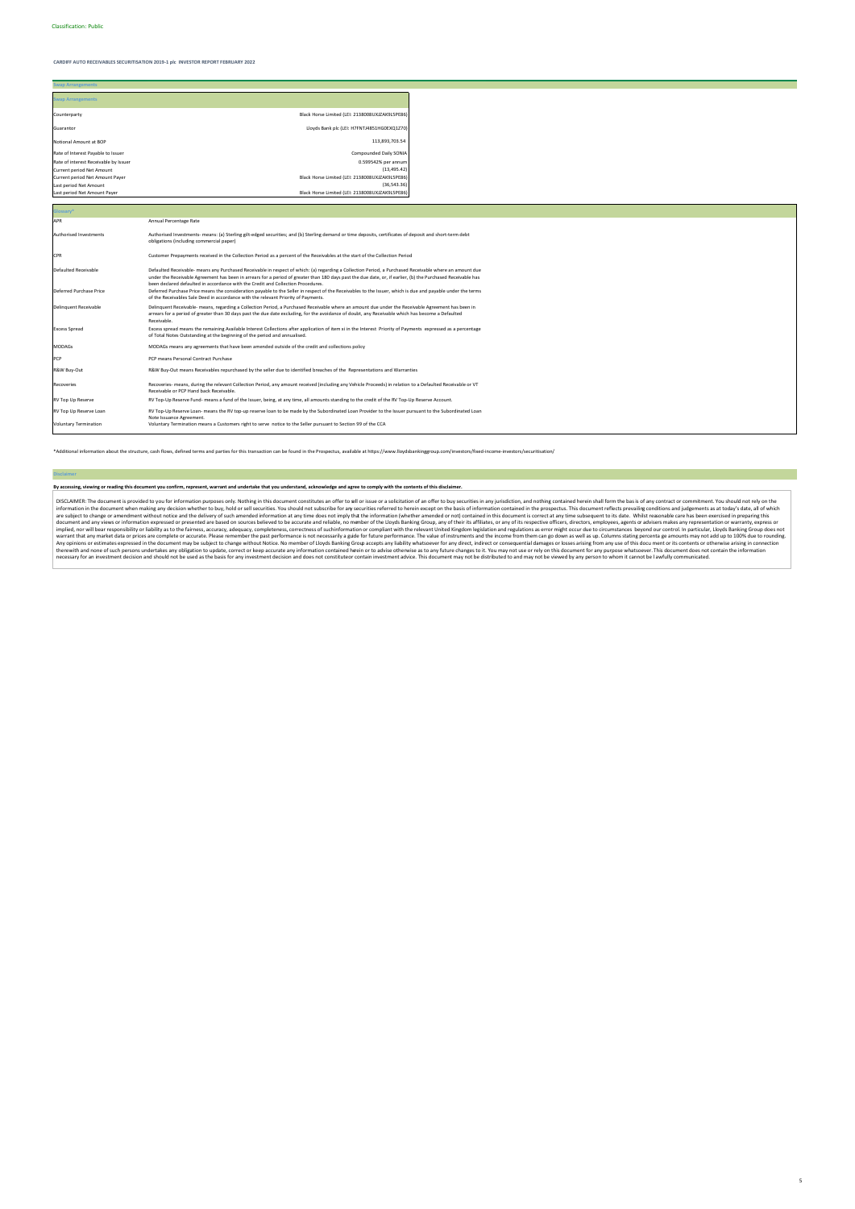Classification: Public

**CARDIFF AUTO RECEIVABLES SECURITISATION 2019-1 plc INVESTOR REPORT FEBRUARY 2022**

## Swap Arrangements

| Swap Arrangements | |
|---|---|
| Counterparty | Black Horse Limited (LEI: 2138008UXJZAK9L5PE86) |
| Guarantor | Lloyds Bank plc (LEI: H7FNTJ4851HG0EXQ1Z70) |
| Notional Amount at BOP | 113,893,703.54 |
| Rate of Interest Payable to Issuer | Compounded Daily SONIA |
| Rate of interest Receivable by Issuer | 0.599542% per annum |
| Current period Net Amount | (13,495.42) |
| Current period Net Amount Payer | Black Horse Limited (LEI: 2138008UXJZAK9L5PE86) |
| Last period Net Amount | (36,543.36) |
| Last period Net Amount Payer | Black Horse Limited (LEI: 2138008UXJZAK9L5PE86) |

## Glossary*

| | |
|---|---|
| APR | Annual Percentage Rate |
| Authorised Investments | Authorised Investments- means: (a) Sterling gilt-edged securities; and (b) Sterling demand or time deposits, certificates of deposit and short-term debt obligations (including commercial paper) |
| CPR | Customer Prepayments received in the Collection Period as a percent of the Receivables at the start of the Collection Period |
| Defaulted Receivable | Defaulted Receivable- means any Purchased Receivable in respect of which: (a) regarding a Collection Period, a Purchased Receivable where an amount due under the Receivable Agreement has been in arrears for a period of greater than 180 days past the due date, or, if earlier, (b) the Purchased Receivable has been declared defaulted in accordance with the Credit and Collection Procedures. |
| Deferred Purchase Price | Deferred Purchase Price means the consideration payable to the Seller in respect of the Receivables to the Issuer, which is due and payable under the terms of the Receivables Sale Deed in accordance with the relevant Priority of Payments. |
| Delinquent Receivable | Delinquent Receivable- means, regarding a Collection Period, a Purchased Receivable where an amount due under the Receivable Agreement has been in arrears for a period of greater than 30 days past the due date excluding, for the avoidance of doubt, any Receivable which has become a Defaulted Receivable. |
| Excess Spread | Excess spread means the remaining Available Interest Collections after application of item xi in the Interest Priority of Payments expressed as a percentage of Total Notes Outstanding at the beginning of the period and annualised. |
| MODAGs | MODAGs means any agreements that have been amended outside of the credit and collections policy |
| PCP | PCP means Personal Contract Purchase |
| R&W Buy-Out | R&W Buy-Out means Receivables repurchased by the seller due to identified breaches of the Representations and Warranties |
| Recoveries | Recoveries- means, during the relevant Collection Period, any amount received (including any Vehicle Proceeds) in relation to a Defaulted Receivable or VT Receivable or PCP Hand back Receivable. |
| RV Top Up Reserve | RV Top-Up Reserve Fund- means a fund of the Issuer, being, at any time, all amounts standing to the credit of the RV Top-Up Reserve Account. |
| RV Top Up Reserve Loan | RV Top-Up Reserve Loan- means the RV top-up reserve loan to be made by the Subordinated Loan Provider to the Issuer pursuant to the Subordinated Loan Note Issuance Agreement. |
| Voluntary Termination | Voluntary Termination means a Customers right to serve notice to the Seller pursuant to Section 99 of the CCA |

*Additional information about the structure, cash flows, defined terms and parties for this transaction can be found in the Prospectus, available at https://www.lloydsbankinggroup.com/investors/fixed-income-investors/securitisation/

## Disclaimer

**By accessing, viewing or reading this document you confirm, represent, warrant and undertake that you understand, acknowledge and agree to comply with the contents of this disclaimer.**

DISCLAIMER: The document is provided to you for information purposes only. Nothing in this document constitutes an offer to sell or issue or a solicitation of an offer to buy securities in any jurisdiction, and nothing contained herein shall form the basis of any contract or commitment. You should not rely on the information in the document when making any decision whether to buy, hold or sell securities. You should not subscribe for any securities referred to herein except on the basis of information contained in the prospectus. This document reflects prevailing conditions and judgements as at today's date, all of which are subject to change or amendment without notice and the delivery of such amended information at any time does not imply that the information (whether amended or not) contained in this document is correct at any time subsequent to its date. Whilst reasonable care has been exercised in preparing this document and any views or information expressed or presented are based on sources believed to be accurate and reliable, no member of the Lloyds Banking Group, any of their its affiliates, or any of its respective officers, directors, employees, agents or advisers makes any representation or warranty, express or implied, nor will bear responsibility or liability as to the fairness, accuracy, adequacy, completeness, correctness of suchinformation or compliant with the relevant United Kingdom legislation and regulations as error might occur due to circumstances beyond our control. In particular, Lloyds Banking Group does not warrant that any market data or prices are complete or accurate. Please remember the past performance is not necessarily a guide for future performance. The value of instruments and the income from them can go down as well as up. Columns stating percentage amounts may not add up to 100% due to rounding. Any opinions or estimates expressed in the document may be subject to change without Notice. No member of Lloyds Banking Group accepts any liability whatsoever for any direct, indirect or consequential damages or losses arising from any use of this document or its contents or otherwise arising in connection therewith and none of such persons undertakes any obligation to update, correct or keep accurate any information contained herein or to advise otherwise as to any future changes to it. You may not use or rely on this document for any purpose whatsoever. This document does not contain the information necessary for an investment decision and should not be used as the basis for any investment decision and does not constituteor contain investment advice. This document may not be distributed to and may not be viewed by any person to whom it cannot be lawfully communicated.